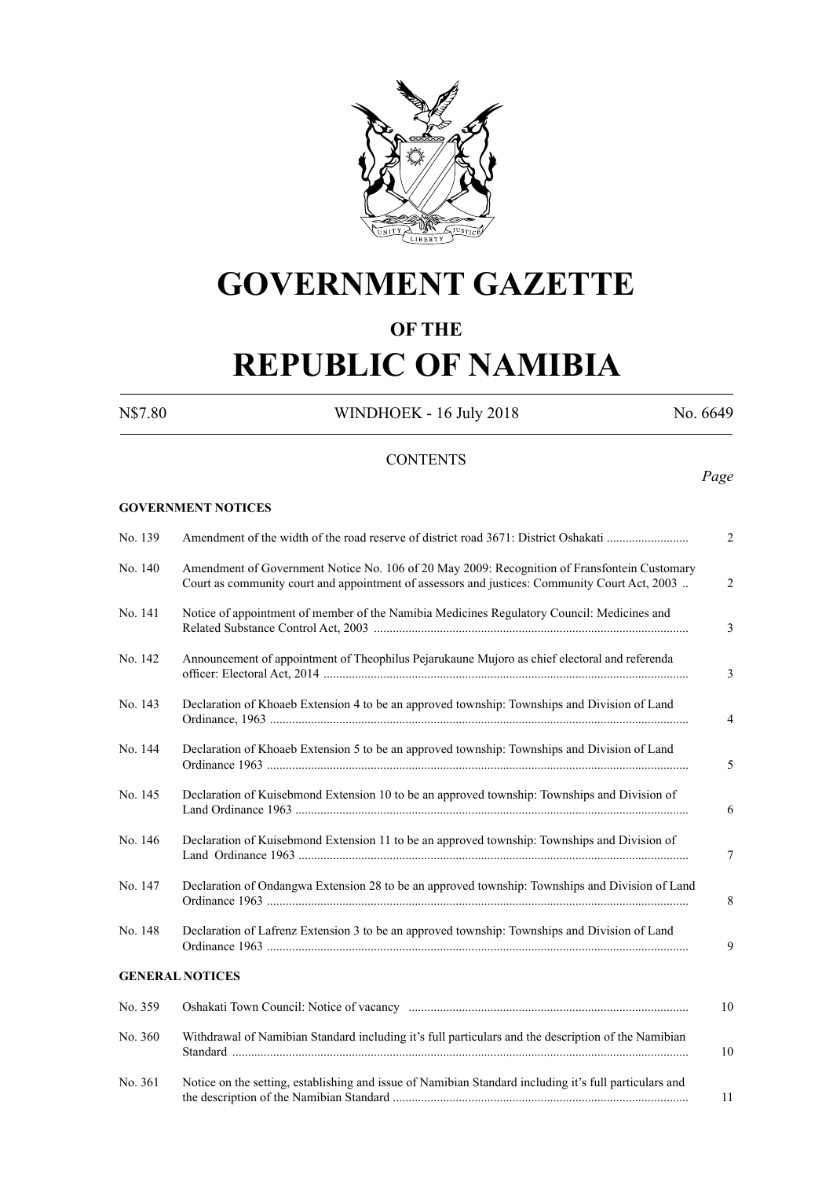# GOVERNMENT GAZETTE

## OF THE

# REPUBLIC OF NAMIBIA

N$7.80 WINDHOEK - 16 July 2018 No. 6649

CONTENTS

*Page*

**GOVERNMENT NOTICES**

| | | |
|---|---|---|
| No. 139 | Amendment of the width of the road reserve of district road 3671: District Oshakati | 2 |
| No. 140 | Amendment of Government Notice No. 106 of 20 May 2009: Recognition of Fransfontein Customary Court as community court and appointment of assessors and justices: Community Court Act, 2003 | 2 |
| No. 141 | Notice of appointment of member of the Namibia Medicines Regulatory Council: Medicines and Related Substance Control Act, 2003 | 3 |
| No. 142 | Announcement of appointment of Theophilus Pejarukaune Mujoro as chief electoral and referenda officer: Electoral Act, 2014 | 3 |
| No. 143 | Declaration of Khoaeb Extension 4 to be an approved township: Townships and Division of Land Ordinance, 1963 | 4 |
| No. 144 | Declaration of Khoaeb Extension 5 to be an approved township: Townships and Division of Land Ordinance 1963 | 5 |
| No. 145 | Declaration of Kuisebmond Extension 10 to be an approved township: Townships and Division of Land Ordinance 1963 | 6 |
| No. 146 | Declaration of Kuisebmond Extension 11 to be an approved township: Townships and Division of Land Ordinance 1963 | 7 |
| No. 147 | Declaration of Ondangwa Extension 28 to be an approved township: Townships and Division of Land Ordinance 1963 | 8 |
| No. 148 | Declaration of Lafrenz Extension 3 to be an approved township: Townships and Division of Land Ordinance 1963 | 9 |

**GENERAL NOTICES**

| | | |
|---|---|---|
| No. 359 | Oshakati Town Council: Notice of vacancy | 10 |
| No. 360 | Withdrawal of Namibian Standard including it's full particulars and the description of the Namibian Standard | 10 |
| No. 361 | Notice on the setting, establishing and issue of Namibian Standard including it's full particulars and the description of the Namibian Standard | 11 |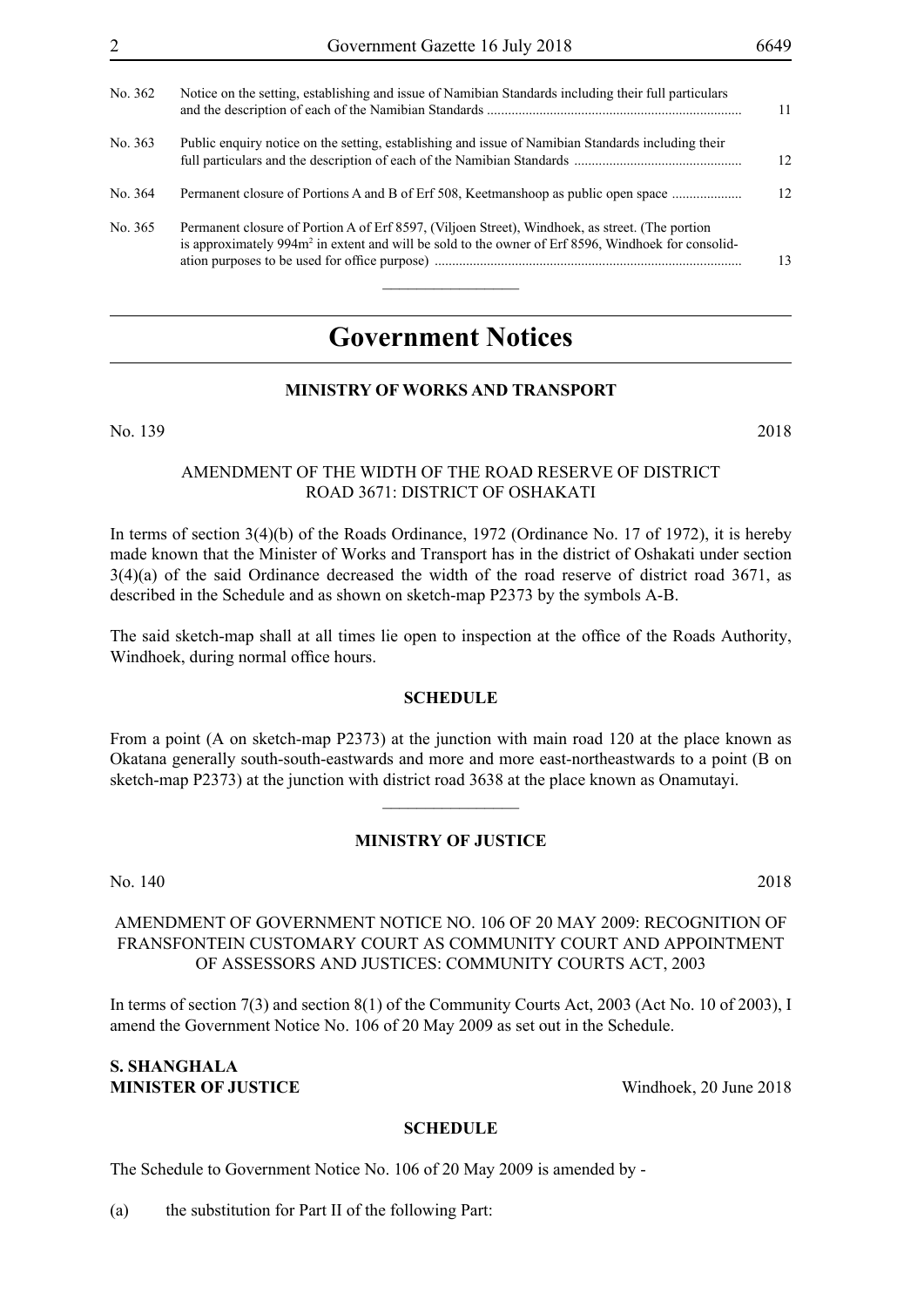| | | |
|---|---|---|
| No. 362 | Notice on the setting, establishing and issue of Namibian Standards including their full particulars and the description of each of the Namibian Standards | 11 |
| No. 363 | Public enquiry notice on the setting, establishing and issue of Namibian Standards including their full particulars and the description of each of the Namibian Standards | 12 |
| No. 364 | Permanent closure of Portions A and B of Erf 508, Keetmanshoop as public open space | 12 |
| No. 365 | Permanent closure of Portion A of Erf 8597, (Viljoen Street), Windhoek, as street. (The portion is approximately 994m$^2$ in extent and will be sold to the owner of Erf 8596, Windhoek for consolidation purposes to be used for office purpose) | 13 |

# Government Notices

## MINISTRY OF WORKS AND TRANSPORT

No. 139 2018

AMENDMENT OF THE WIDTH OF THE ROAD RESERVE OF DISTRICT ROAD 3671: DISTRICT OF OSHAKATI

In terms of section 3(4)(b) of the Roads Ordinance, 1972 (Ordinance No. 17 of 1972), it is hereby made known that the Minister of Works and Transport has in the district of Oshakati under section 3(4)(a) of the said Ordinance decreased the width of the road reserve of district road 3671, as described in the Schedule and as shown on sketch-map P2373 by the symbols A-B.

The said sketch-map shall at all times lie open to inspection at the office of the Roads Authority, Windhoek, during normal office hours.

**SCHEDULE**

From a point (A on sketch-map P2373) at the junction with main road 120 at the place known as Okatana generally south-south-eastwards and more and more east-northeastwards to a point (B on sketch-map P2373) at the junction with district road 3638 at the place known as Onamutayi.

## MINISTRY OF JUSTICE

No. 140 2018

AMENDMENT OF GOVERNMENT NOTICE NO. 106 OF 20 MAY 2009: RECOGNITION OF FRANSFONTEIN CUSTOMARY COURT AS COMMUNITY COURT AND APPOINTMENT OF ASSESSORS AND JUSTICES: COMMUNITY COURTS ACT, 2003

In terms of section 7(3) and section 8(1) of the Community Courts Act, 2003 (Act No. 10 of 2003), I amend the Government Notice No. 106 of 20 May 2009 as set out in the Schedule.

**S. SHANGHALA**
**MINISTER OF JUSTICE** Windhoek, 20 June 2018

**SCHEDULE**

The Schedule to Government Notice No. 106 of 20 May 2009 is amended by -

(a) the substitution for Part II of the following Part: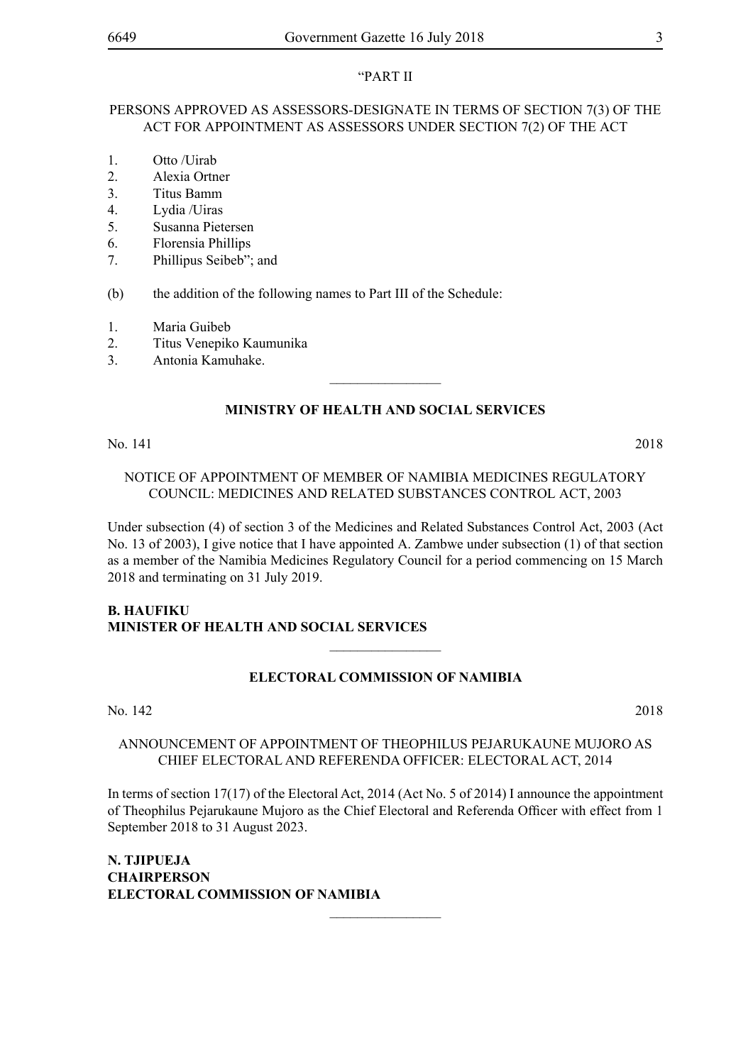"PART II

PERSONS APPROVED AS ASSESSORS-DESIGNATE IN TERMS OF SECTION 7(3) OF THE ACT FOR APPOINTMENT AS ASSESSORS UNDER SECTION 7(2) OF THE ACT

1. Otto /Uirab
2. Alexia Ortner
3. Titus Bamm
4. Lydia /Uiras
5. Susanna Pietersen
6. Florensia Phillips
7. Phillipus Seibeb"; and

(b) the addition of the following names to Part III of the Schedule:

1. Maria Guibeb
2. Titus Venepiko Kaumunika
3. Antonia Kamuhake.

________________

**MINISTRY OF HEALTH AND SOCIAL SERVICES**

No. 141 2018

NOTICE OF APPOINTMENT OF MEMBER OF NAMIBIA MEDICINES REGULATORY COUNCIL: MEDICINES AND RELATED SUBSTANCES CONTROL ACT, 2003

Under subsection (4) of section 3 of the Medicines and Related Substances Control Act, 2003 (Act No. 13 of 2003), I give notice that I have appointed A. Zambwe under subsection (1) of that section as a member of the Namibia Medicines Regulatory Council for a period commencing on 15 March 2018 and terminating on 31 July 2019.

**B. HAUFIKU**
**MINISTER OF HEALTH AND SOCIAL SERVICES**

________________

**ELECTORAL COMMISSION OF NAMIBIA**

No. 142 2018

ANNOUNCEMENT OF APPOINTMENT OF THEOPHILUS PEJARUKAUNE MUJORO AS CHIEF ELECTORAL AND REFERENDA OFFICER: ELECTORAL ACT, 2014

In terms of section 17(17) of the Electoral Act, 2014 (Act No. 5 of 2014) I announce the appointment of Theophilus Pejarukaune Mujoro as the Chief Electoral and Referenda Officer with effect from 1 September 2018 to 31 August 2023.

**N. TJIPUEJA**
**CHAIRPERSON**
**ELECTORAL COMMISSION OF NAMIBIA**

________________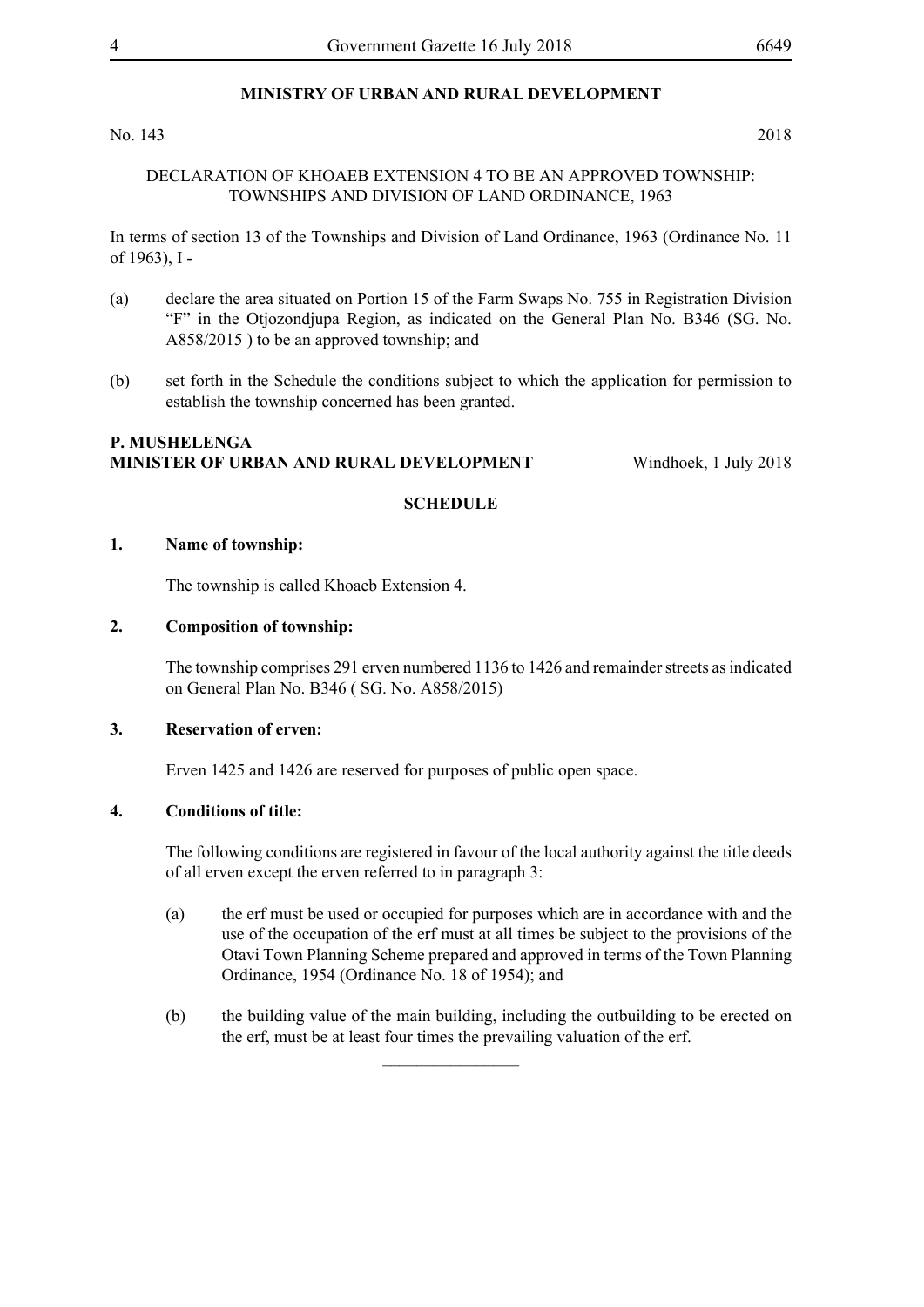## MINISTRY OF URBAN AND RURAL DEVELOPMENT

No. 143 2018

DECLARATION OF KHOAEB EXTENSION 4 TO BE AN APPROVED TOWNSHIP: TOWNSHIPS AND DIVISION OF LAND ORDINANCE, 1963

In terms of section 13 of the Townships and Division of Land Ordinance, 1963 (Ordinance No. 11 of 1963), I -

(a) declare the area situated on Portion 15 of the Farm Swaps No. 755 in Registration Division "F" in the Otjozondjupa Region, as indicated on the General Plan No. B346 (SG. No. A858/2015 ) to be an approved township; and

(b) set forth in the Schedule the conditions subject to which the application for permission to establish the township concerned has been granted.

**P. MUSHELENGA**
**MINISTER OF URBAN AND RURAL DEVELOPMENT** Windhoek, 1 July 2018

**SCHEDULE**

**1. Name of township:**

The township is called Khoaeb Extension 4.

**2. Composition of township:**

The township comprises 291 erven numbered 1136 to 1426 and remainder streets as indicated on General Plan No. B346 ( SG. No. A858/2015)

**3. Reservation of erven:**

Erven 1425 and 1426 are reserved for purposes of public open space.

**4. Conditions of title:**

The following conditions are registered in favour of the local authority against the title deeds of all erven except the erven referred to in paragraph 3:

(a) the erf must be used or occupied for purposes which are in accordance with and the use of the occupation of the erf must at all times be subject to the provisions of the Otavi Town Planning Scheme prepared and approved in terms of the Town Planning Ordinance, 1954 (Ordinance No. 18 of 1954); and

(b) the building value of the main building, including the outbuilding to be erected on the erf, must be at least four times the prevailing valuation of the erf.

________________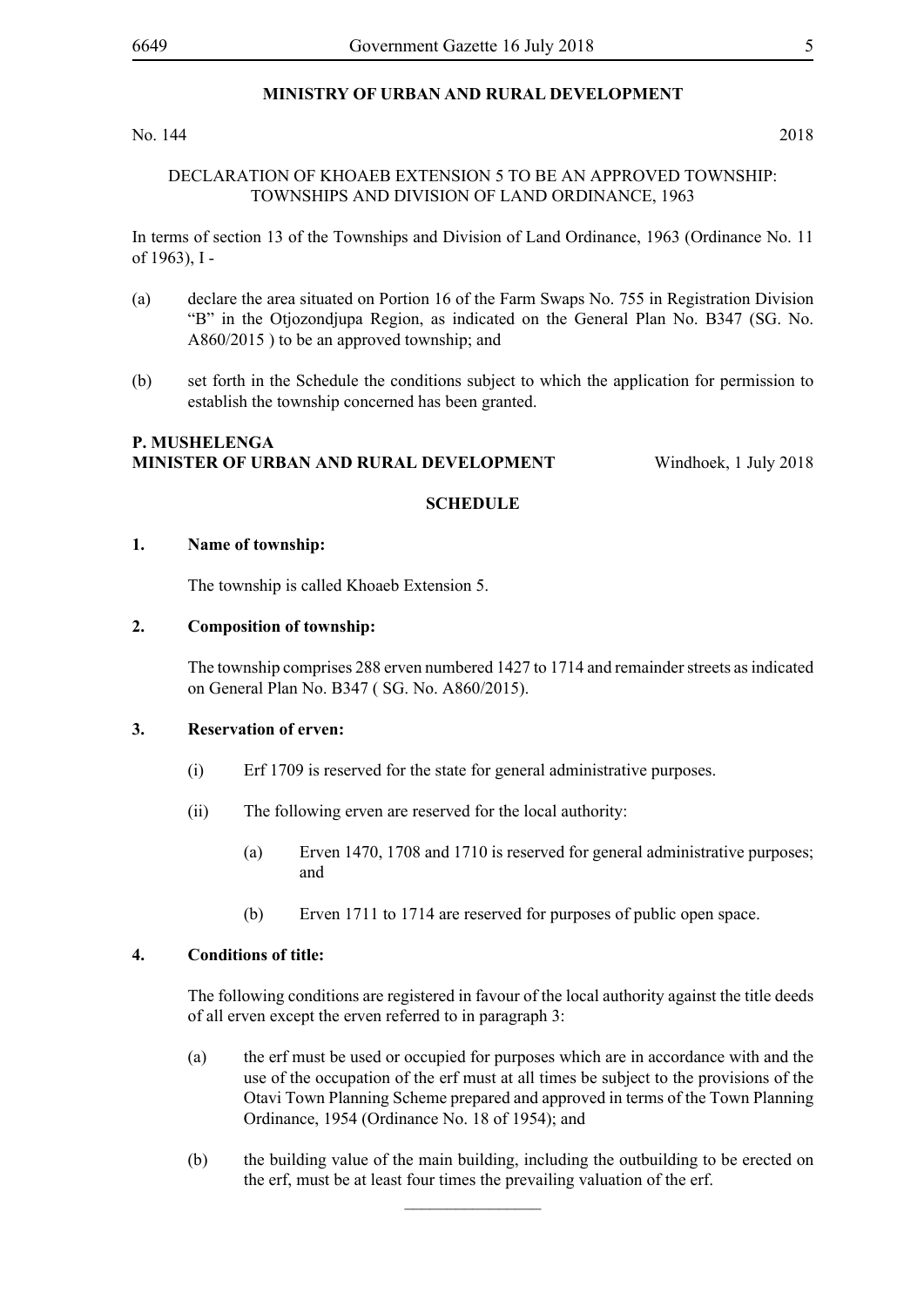**MINISTRY OF URBAN AND RURAL DEVELOPMENT**

No. 144 2018

DECLARATION OF KHOAEB EXTENSION 5 TO BE AN APPROVED TOWNSHIP: TOWNSHIPS AND DIVISION OF LAND ORDINANCE, 1963

In terms of section 13 of the Townships and Division of Land Ordinance, 1963 (Ordinance No. 11 of 1963), I -

(a) declare the area situated on Portion 16 of the Farm Swaps No. 755 in Registration Division "B" in the Otjozondjupa Region, as indicated on the General Plan No. B347 (SG. No. A860/2015 ) to be an approved township; and

(b) set forth in the Schedule the conditions subject to which the application for permission to establish the township concerned has been granted.

**P. MUSHELENGA**
**MINISTER OF URBAN AND RURAL DEVELOPMENT** Windhoek, 1 July 2018

**SCHEDULE**

**1. Name of township:**

The township is called Khoaeb Extension 5.

**2. Composition of township:**

The township comprises 288 erven numbered 1427 to 1714 and remainder streets as indicated on General Plan No. B347 ( SG. No. A860/2015).

**3. Reservation of erven:**

(i) Erf 1709 is reserved for the state for general administrative purposes.

(ii) The following erven are reserved for the local authority:

(a) Erven 1470, 1708 and 1710 is reserved for general administrative purposes; and

(b) Erven 1711 to 1714 are reserved for purposes of public open space.

**4. Conditions of title:**

The following conditions are registered in favour of the local authority against the title deeds of all erven except the erven referred to in paragraph 3:

(a) the erf must be used or occupied for purposes which are in accordance with and the use of the occupation of the erf must at all times be subject to the provisions of the Otavi Town Planning Scheme prepared and approved in terms of the Town Planning Ordinance, 1954 (Ordinance No. 18 of 1954); and

(b) the building value of the main building, including the outbuilding to be erected on the erf, must be at least four times the prevailing valuation of the erf.

________________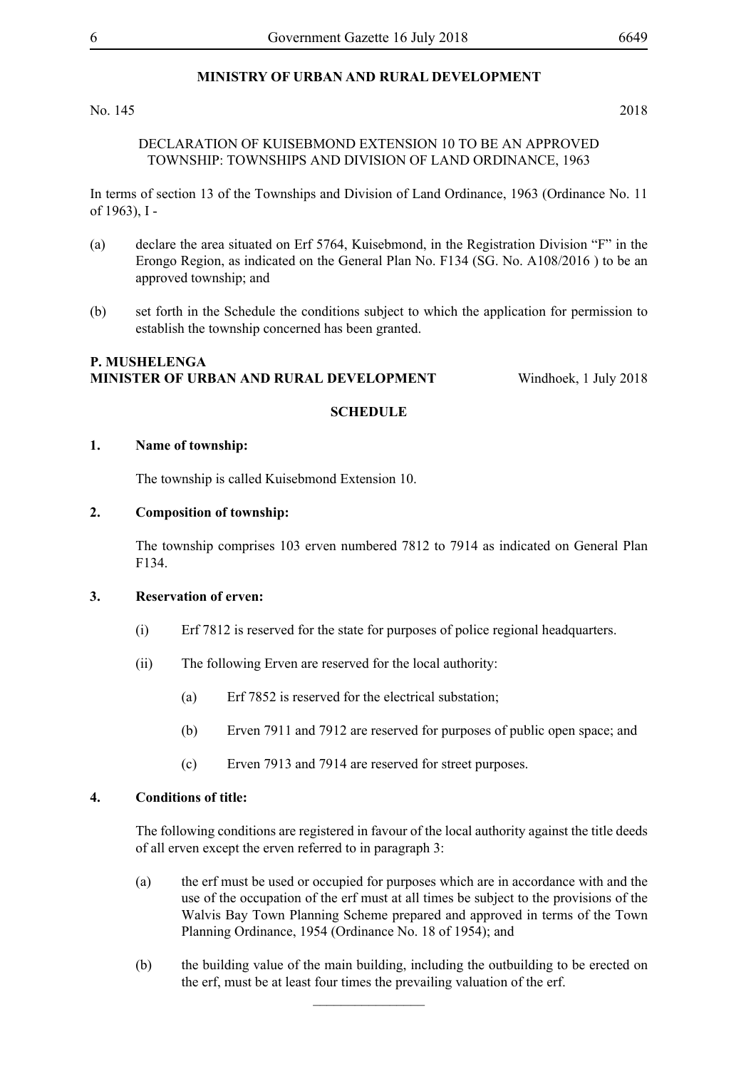## MINISTRY OF URBAN AND RURAL DEVELOPMENT

No. 145 2018

DECLARATION OF KUISEBMOND EXTENSION 10 TO BE AN APPROVED TOWNSHIP: TOWNSHIPS AND DIVISION OF LAND ORDINANCE, 1963

In terms of section 13 of the Townships and Division of Land Ordinance, 1963 (Ordinance No. 11 of 1963), I -

(a) declare the area situated on Erf 5764, Kuisebmond, in the Registration Division "F" in the Erongo Region, as indicated on the General Plan No. F134 (SG. No. A108/2016 ) to be an approved township; and

(b) set forth in the Schedule the conditions subject to which the application for permission to establish the township concerned has been granted.

**P. MUSHELENGA**
**MINISTER OF URBAN AND RURAL DEVELOPMENT** Windhoek, 1 July 2018

### SCHEDULE

**1. Name of township:**

The township is called Kuisebmond Extension 10.

**2. Composition of township:**

The township comprises 103 erven numbered 7812 to 7914 as indicated on General Plan F134.

**3. Reservation of erven:**

(i) Erf 7812 is reserved for the state for purposes of police regional headquarters.

(ii) The following Erven are reserved for the local authority:

(a) Erf 7852 is reserved for the electrical substation;

(b) Erven 7911 and 7912 are reserved for purposes of public open space; and

(c) Erven 7913 and 7914 are reserved for street purposes.

**4. Conditions of title:**

The following conditions are registered in favour of the local authority against the title deeds of all erven except the erven referred to in paragraph 3:

(a) the erf must be used or occupied for purposes which are in accordance with and the use of the occupation of the erf must at all times be subject to the provisions of the Walvis Bay Town Planning Scheme prepared and approved in terms of the Town Planning Ordinance, 1954 (Ordinance No. 18 of 1954); and

(b) the building value of the main building, including the outbuilding to be erected on the erf, must be at least four times the prevailing valuation of the erf.

________________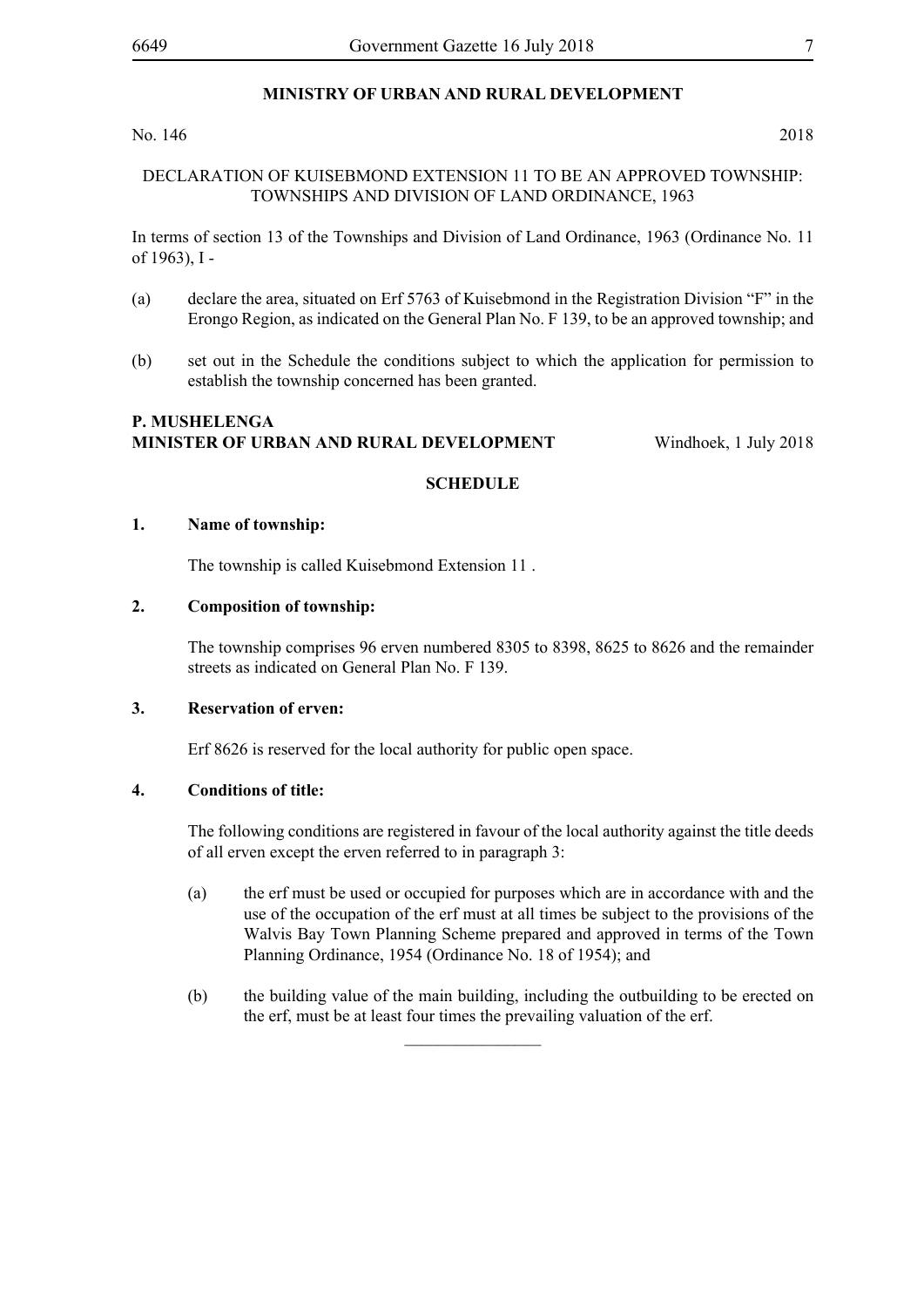**MINISTRY OF URBAN AND RURAL DEVELOPMENT**

No. 146 2018

DECLARATION OF KUISEBMOND EXTENSION 11 TO BE AN APPROVED TOWNSHIP: TOWNSHIPS AND DIVISION OF LAND ORDINANCE, 1963

In terms of section 13 of the Townships and Division of Land Ordinance, 1963 (Ordinance No. 11 of 1963), I -

(a) declare the area, situated on Erf 5763 of Kuisebmond in the Registration Division "F" in the Erongo Region, as indicated on the General Plan No. F 139, to be an approved township; and

(b) set out in the Schedule the conditions subject to which the application for permission to establish the township concerned has been granted.

**P. MUSHELENGA**
**MINISTER OF URBAN AND RURAL DEVELOPMENT** Windhoek, 1 July 2018

**SCHEDULE**

**1. Name of township:**

The township is called Kuisebmond Extension 11 .

**2. Composition of township:**

The township comprises 96 erven numbered 8305 to 8398, 8625 to 8626 and the remainder streets as indicated on General Plan No. F 139.

**3. Reservation of erven:**

Erf 8626 is reserved for the local authority for public open space.

**4. Conditions of title:**

The following conditions are registered in favour of the local authority against the title deeds of all erven except the erven referred to in paragraph 3:

(a) the erf must be used or occupied for purposes which are in accordance with and the use of the occupation of the erf must at all times be subject to the provisions of the Walvis Bay Town Planning Scheme prepared and approved in terms of the Town Planning Ordinance, 1954 (Ordinance No. 18 of 1954); and

(b) the building value of the main building, including the outbuilding to be erected on the erf, must be at least four times the prevailing valuation of the erf.

________________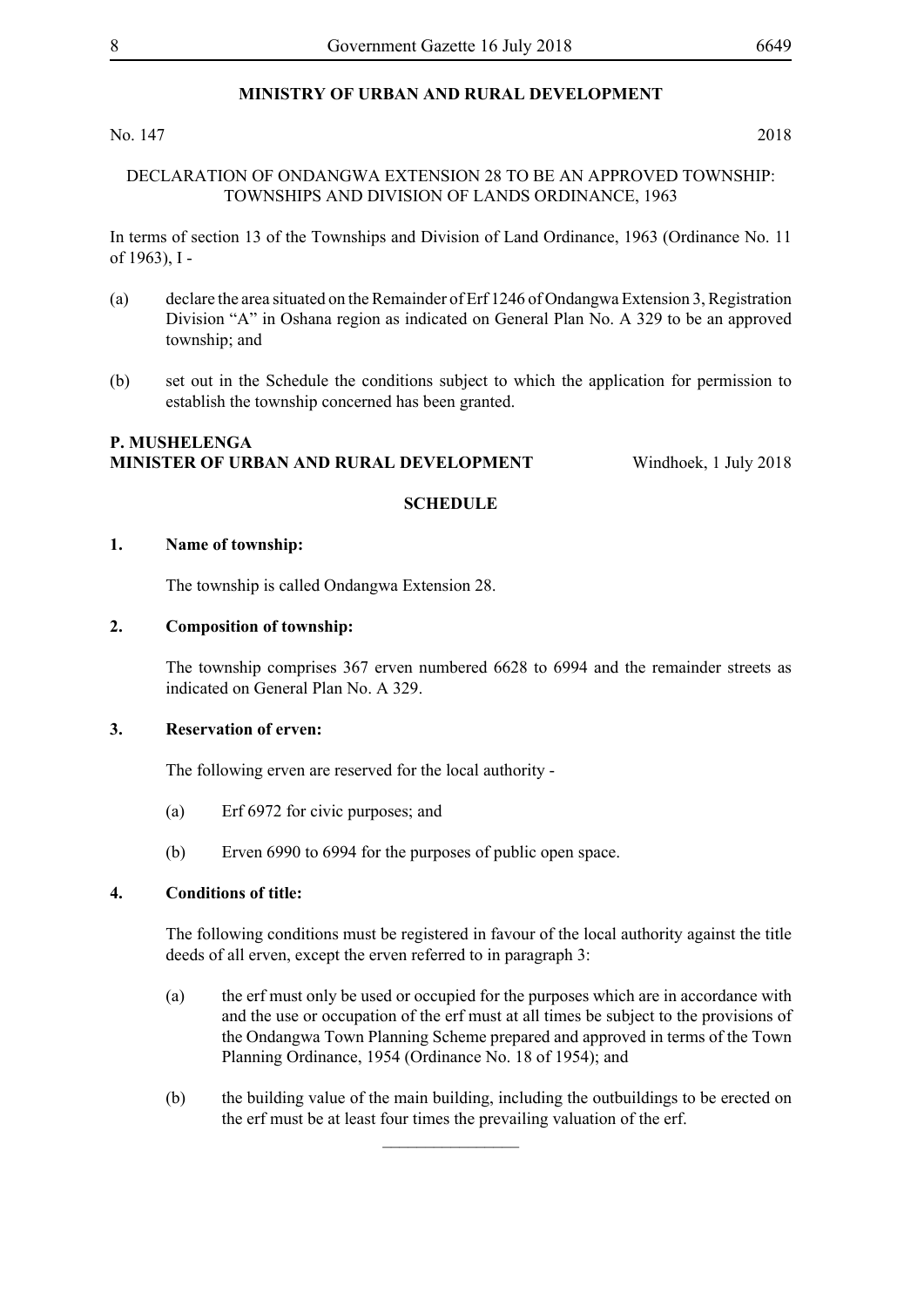## MINISTRY OF URBAN AND RURAL DEVELOPMENT

No. 147 2018

DECLARATION OF ONDANGWA EXTENSION 28 TO BE AN APPROVED TOWNSHIP: TOWNSHIPS AND DIVISION OF LANDS ORDINANCE, 1963

In terms of section 13 of the Townships and Division of Land Ordinance, 1963 (Ordinance No. 11 of 1963), I -

(a) declare the area situated on the Remainder of Erf 1246 of Ondangwa Extension 3, Registration Division "A" in Oshana region as indicated on General Plan No. A 329 to be an approved township; and

(b) set out in the Schedule the conditions subject to which the application for permission to establish the township concerned has been granted.

**P. MUSHELENGA**
**MINISTER OF URBAN AND RURAL DEVELOPMENT** Windhoek, 1 July 2018

**SCHEDULE**

**1. Name of township:**

The township is called Ondangwa Extension 28.

**2. Composition of township:**

The township comprises 367 erven numbered 6628 to 6994 and the remainder streets as indicated on General Plan No. A 329.

**3. Reservation of erven:**

The following erven are reserved for the local authority -

(a) Erf 6972 for civic purposes; and

(b) Erven 6990 to 6994 for the purposes of public open space.

**4. Conditions of title:**

The following conditions must be registered in favour of the local authority against the title deeds of all erven, except the erven referred to in paragraph 3:

(a) the erf must only be used or occupied for the purposes which are in accordance with and the use or occupation of the erf must at all times be subject to the provisions of the Ondangwa Town Planning Scheme prepared and approved in terms of the Town Planning Ordinance, 1954 (Ordinance No. 18 of 1954); and

(b) the building value of the main building, including the outbuildings to be erected on the erf must be at least four times the prevailing valuation of the erf.

________________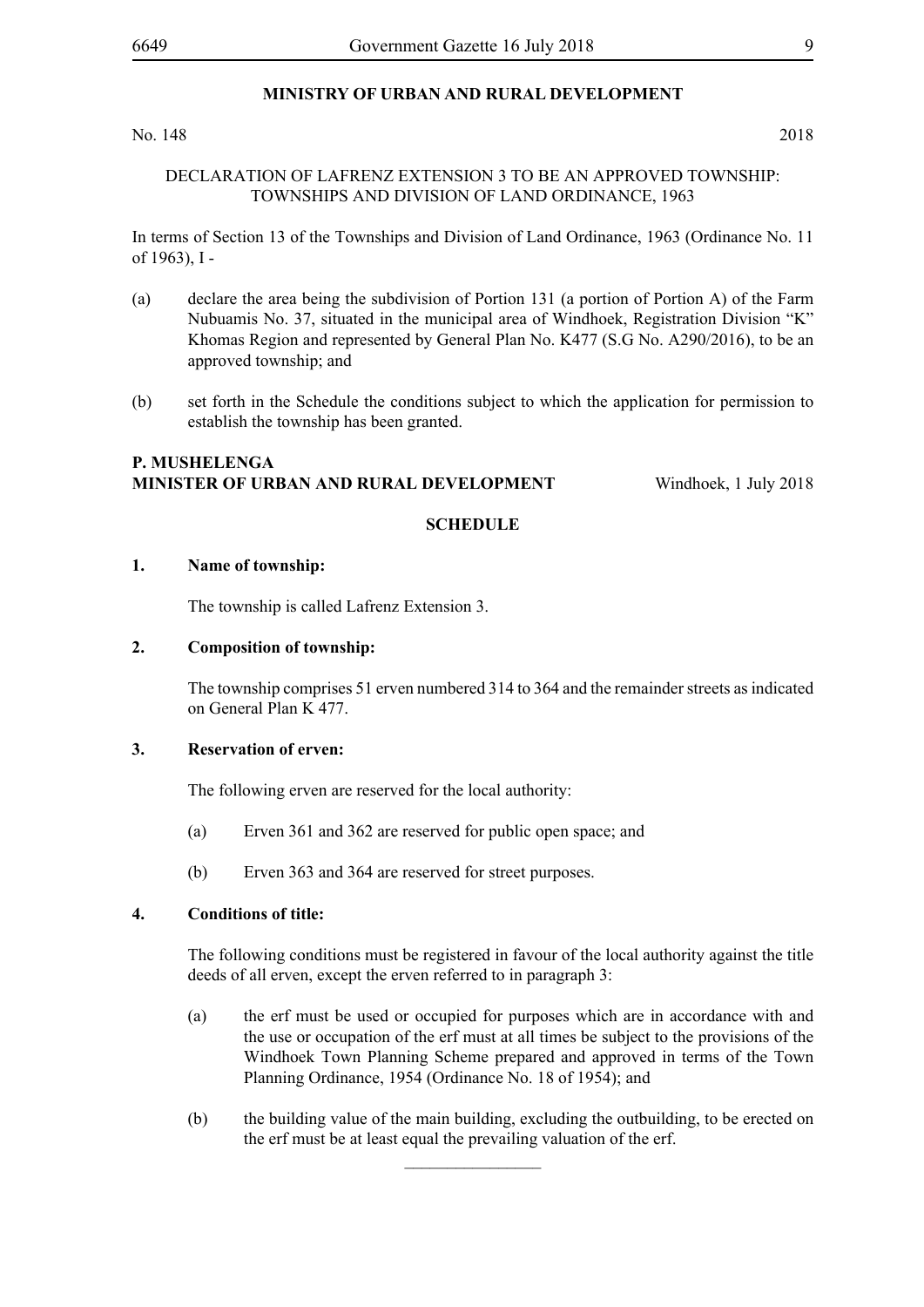**MINISTRY OF URBAN AND RURAL DEVELOPMENT**

No. 148 2018

DECLARATION OF LAFRENZ EXTENSION 3 TO BE AN APPROVED TOWNSHIP: TOWNSHIPS AND DIVISION OF LAND ORDINANCE, 1963

In terms of Section 13 of the Townships and Division of Land Ordinance, 1963 (Ordinance No. 11 of 1963), I -

(a) declare the area being the subdivision of Portion 131 (a portion of Portion A) of the Farm Nubuamis No. 37, situated in the municipal area of Windhoek, Registration Division "K" Khomas Region and represented by General Plan No. K477 (S.G No. A290/2016), to be an approved township; and

(b) set forth in the Schedule the conditions subject to which the application for permission to establish the township has been granted.

**P. MUSHELENGA**
**MINISTER OF URBAN AND RURAL DEVELOPMENT** Windhoek, 1 July 2018

**SCHEDULE**

**1. Name of township:**

The township is called Lafrenz Extension 3.

**2. Composition of township:**

The township comprises 51 erven numbered 314 to 364 and the remainder streets as indicated on General Plan K 477.

**3. Reservation of erven:**

The following erven are reserved for the local authority:

(a) Erven 361 and 362 are reserved for public open space; and

(b) Erven 363 and 364 are reserved for street purposes.

**4. Conditions of title:**

The following conditions must be registered in favour of the local authority against the title deeds of all erven, except the erven referred to in paragraph 3:

(a) the erf must be used or occupied for purposes which are in accordance with and the use or occupation of the erf must at all times be subject to the provisions of the Windhoek Town Planning Scheme prepared and approved in terms of the Town Planning Ordinance, 1954 (Ordinance No. 18 of 1954); and

(b) the building value of the main building, excluding the outbuilding, to be erected on the erf must be at least equal the prevailing valuation of the erf.

________________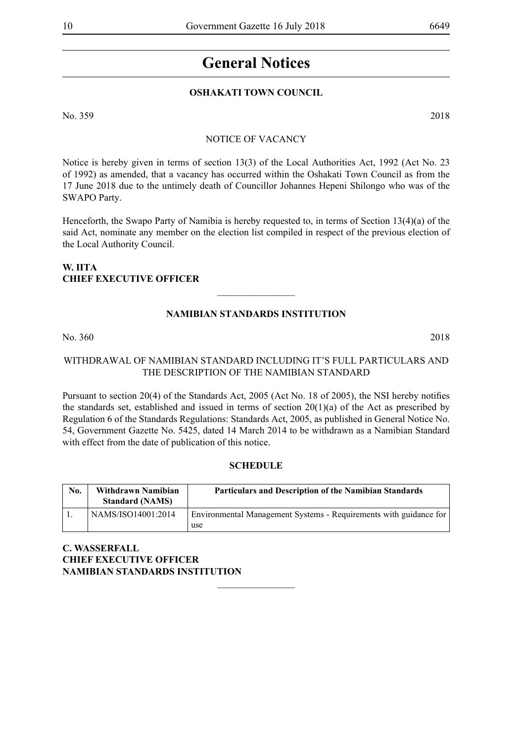# General Notices

## OSHAKATI TOWN COUNCIL

No. 359 2018

NOTICE OF VACANCY

Notice is hereby given in terms of section 13(3) of the Local Authorities Act, 1992 (Act No. 23 of 1992) as amended, that a vacancy has occurred within the Oshakati Town Council as from the 17 June 2018 due to the untimely death of Councillor Johannes Hepeni Shilongo who was of the SWAPO Party.

Henceforth, the Swapo Party of Namibia is hereby requested to, in terms of Section 13(4)(a) of the said Act, nominate any member on the election list compiled in respect of the previous election of the Local Authority Council.

**W. IITA**
**CHIEF EXECUTIVE OFFICER**

________________

## NAMIBIAN STANDARDS INSTITUTION

No. 360 2018

WITHDRAWAL OF NAMIBIAN STANDARD INCLUDING IT'S FULL PARTICULARS AND THE DESCRIPTION OF THE NAMIBIAN STANDARD

Pursuant to section 20(4) of the Standards Act, 2005 (Act No. 18 of 2005), the NSI hereby notifies the standards set, established and issued in terms of section 20(1)(a) of the Act as prescribed by Regulation 6 of the Standards Regulations: Standards Act, 2005, as published in General Notice No. 54, Government Gazette No. 5425, dated 14 March 2014 to be withdrawn as a Namibian Standard with effect from the date of publication of this notice.

**SCHEDULE**

| No. | Withdrawn Namibian Standard (NAMS) | Particulars and Description of the Namibian Standards |
|---|---|---|
| 1. | NAMS/ISO14001:2014 | Environmental Management Systems - Requirements with guidance for use |

**C. WASSERFALL**
**CHIEF EXECUTIVE OFFICER**
**NAMIBIAN STANDARDS INSTITUTION**

________________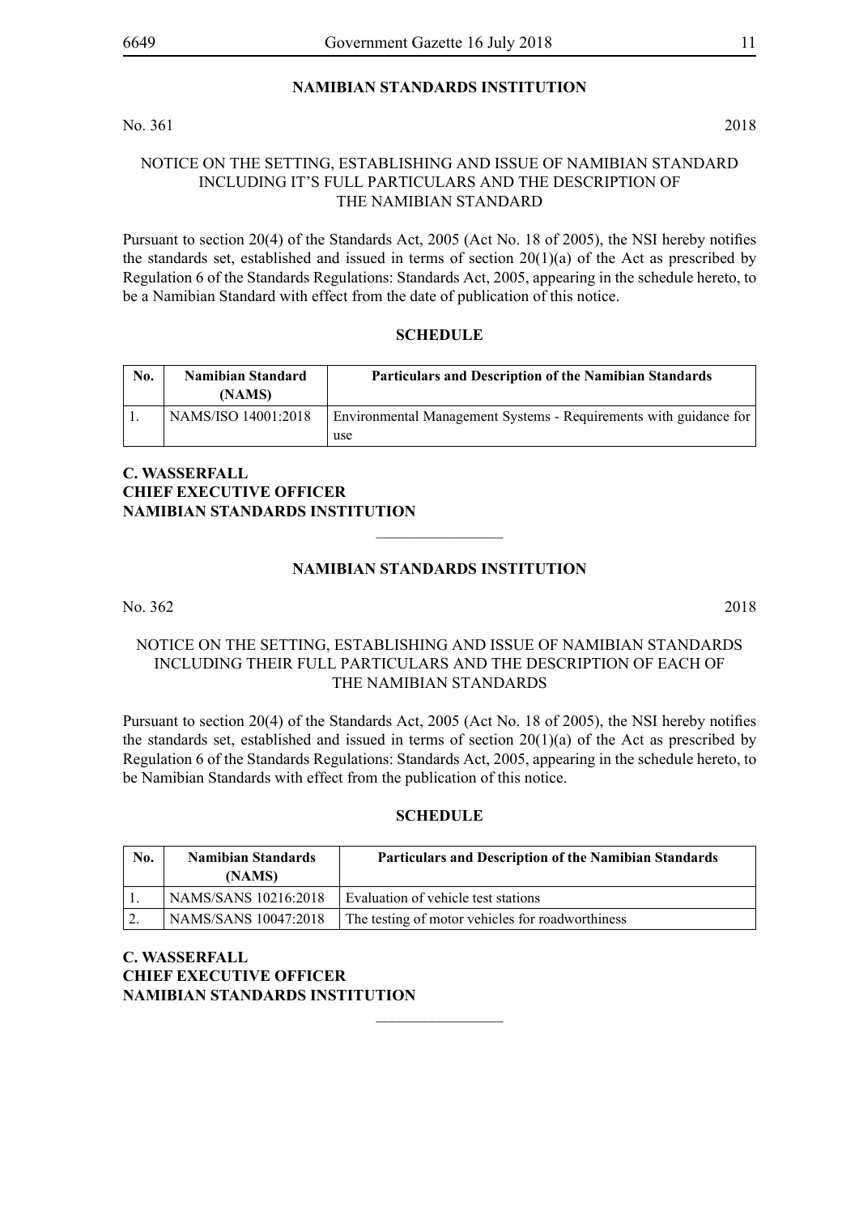## NAMIBIAN STANDARDS INSTITUTION

No. 361 2018

NOTICE ON THE SETTING, ESTABLISHING AND ISSUE OF NAMIBIAN STANDARD INCLUDING IT'S FULL PARTICULARS AND THE DESCRIPTION OF THE NAMIBIAN STANDARD

Pursuant to section 20(4) of the Standards Act, 2005 (Act No. 18 of 2005), the NSI hereby notifies the standards set, established and issued in terms of section 20(1)(a) of the Act as prescribed by Regulation 6 of the Standards Regulations: Standards Act, 2005, appearing in the schedule hereto, to be a Namibian Standard with effect from the date of publication of this notice.

**SCHEDULE**

| No. | Namibian Standard (NAMS) | Particulars and Description of the Namibian Standards |
|---|---|---|
| 1. | NAMS/ISO 14001:2018 | Environmental Management Systems - Requirements with guidance for use |

**C. WASSERFALL**
**CHIEF EXECUTIVE OFFICER**
**NAMIBIAN STANDARDS INSTITUTION**

---

## NAMIBIAN STANDARDS INSTITUTION

No. 362 2018

NOTICE ON THE SETTING, ESTABLISHING AND ISSUE OF NAMIBIAN STANDARDS INCLUDING THEIR FULL PARTICULARS AND THE DESCRIPTION OF EACH OF THE NAMIBIAN STANDARDS

Pursuant to section 20(4) of the Standards Act, 2005 (Act No. 18 of 2005), the NSI hereby notifies the standards set, established and issued in terms of section 20(1)(a) of the Act as prescribed by Regulation 6 of the Standards Regulations: Standards Act, 2005, appearing in the schedule hereto, to be Namibian Standards with effect from the publication of this notice.

**SCHEDULE**

| No. | Namibian Standards (NAMS) | Particulars and Description of the Namibian Standards |
|---|---|---|
| 1. | NAMS/SANS 10216:2018 | Evaluation of vehicle test stations |
| 2. | NAMS/SANS 10047:2018 | The testing of motor vehicles for roadworthiness |

**C. WASSERFALL**
**CHIEF EXECUTIVE OFFICER**
**NAMIBIAN STANDARDS INSTITUTION**

---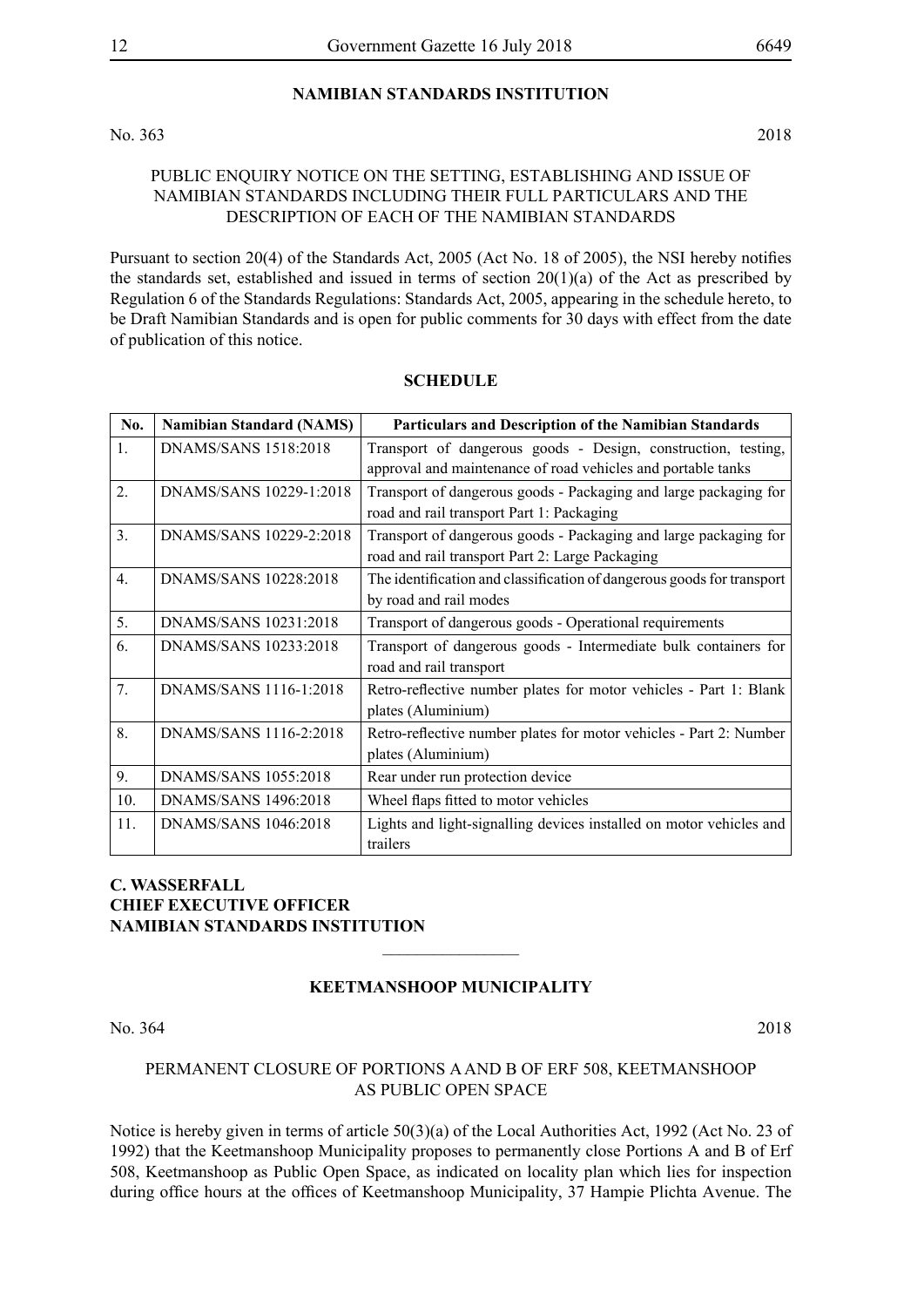## NAMIBIAN STANDARDS INSTITUTION

No. 363 2018

PUBLIC ENQUIRY NOTICE ON THE SETTING, ESTABLISHING AND ISSUE OF NAMIBIAN STANDARDS INCLUDING THEIR FULL PARTICULARS AND THE DESCRIPTION OF EACH OF THE NAMIBIAN STANDARDS

Pursuant to section 20(4) of the Standards Act, 2005 (Act No. 18 of 2005), the NSI hereby notifies the standards set, established and issued in terms of section 20(1)(a) of the Act as prescribed by Regulation 6 of the Standards Regulations: Standards Act, 2005, appearing in the schedule hereto, to be Draft Namibian Standards and is open for public comments for 30 days with effect from the date of publication of this notice.

### SCHEDULE

| No. | Namibian Standard (NAMS) | Particulars and Description of the Namibian Standards |
|---|---|---|
| 1. | DNAMS/SANS 1518:2018 | Transport of dangerous goods - Design, construction, testing, approval and maintenance of road vehicles and portable tanks |
| 2. | DNAMS/SANS 10229-1:2018 | Transport of dangerous goods - Packaging and large packaging for road and rail transport Part 1: Packaging |
| 3. | DNAMS/SANS 10229-2:2018 | Transport of dangerous goods - Packaging and large packaging for road and rail transport Part 2: Large Packaging |
| 4. | DNAMS/SANS 10228:2018 | The identification and classification of dangerous goods for transport by road and rail modes |
| 5. | DNAMS/SANS 10231:2018 | Transport of dangerous goods - Operational requirements |
| 6. | DNAMS/SANS 10233:2018 | Transport of dangerous goods - Intermediate bulk containers for road and rail transport |
| 7. | DNAMS/SANS 1116-1:2018 | Retro-reflective number plates for motor vehicles - Part 1: Blank plates (Aluminium) |
| 8. | DNAMS/SANS 1116-2:2018 | Retro-reflective number plates for motor vehicles - Part 2: Number plates (Aluminium) |
| 9. | DNAMS/SANS 1055:2018 | Rear under run protection device |
| 10. | DNAMS/SANS 1496:2018 | Wheel flaps fitted to motor vehicles |
| 11. | DNAMS/SANS 1046:2018 | Lights and light-signalling devices installed on motor vehicles and trailers |

**C. WASSERFALL**
**CHIEF EXECUTIVE OFFICER**
**NAMIBIAN STANDARDS INSTITUTION**

---

## KEETMANSHOOP MUNICIPALITY

No. 364 2018

PERMANENT CLOSURE OF PORTIONS A AND B OF ERF 508, KEETMANSHOOP AS PUBLIC OPEN SPACE

Notice is hereby given in terms of article 50(3)(a) of the Local Authorities Act, 1992 (Act No. 23 of 1992) that the Keetmanshoop Municipality proposes to permanently close Portions A and B of Erf 508, Keetmanshoop as Public Open Space, as indicated on locality plan which lies for inspection during office hours at the offices of Keetmanshoop Municipality, 37 Hampie Plichta Avenue. The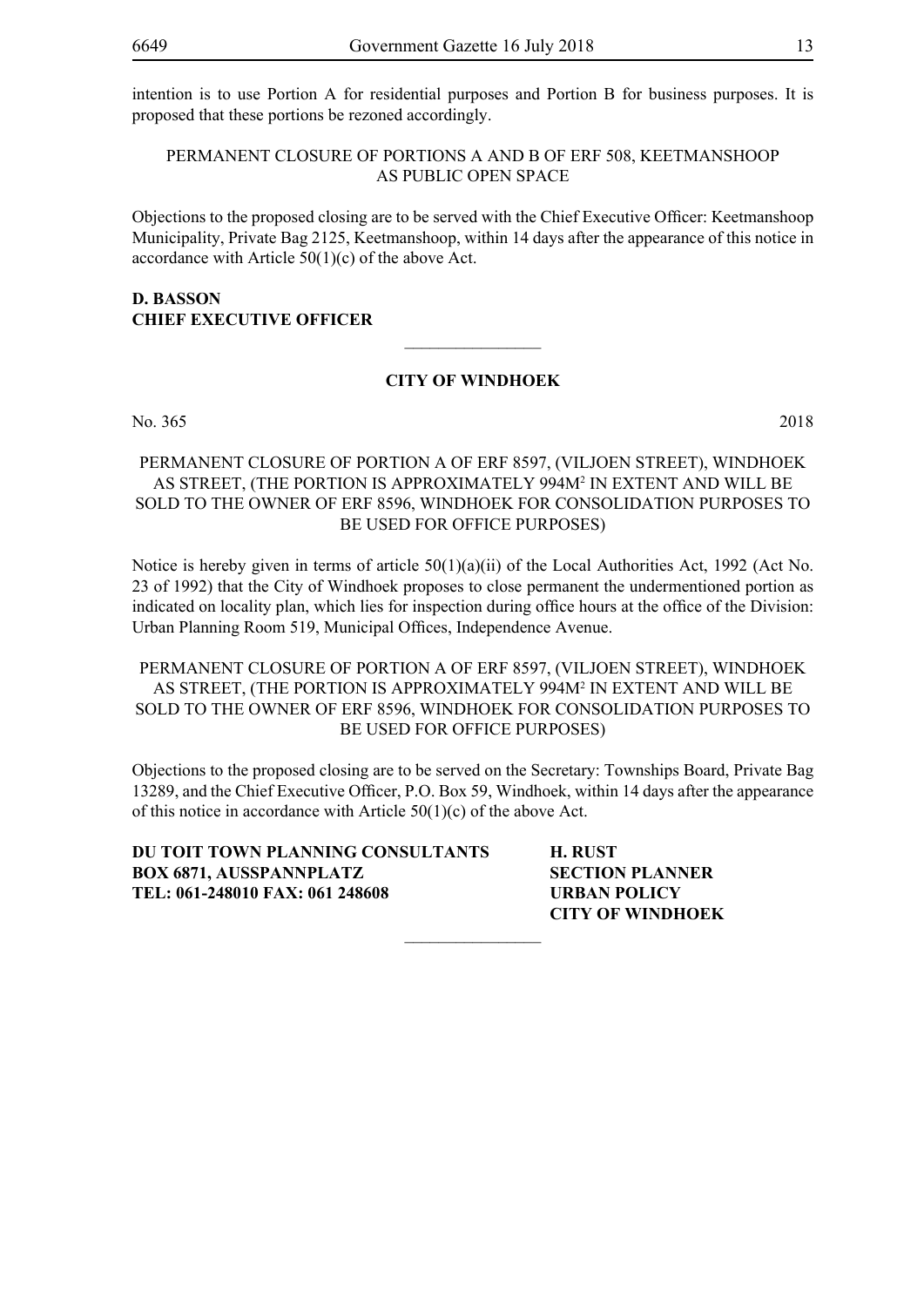intention is to use Portion A for residential purposes and Portion B for business purposes. It is proposed that these portions be rezoned accordingly.

PERMANENT CLOSURE OF PORTIONS A AND B OF ERF 508, KEETMANSHOOP AS PUBLIC OPEN SPACE

Objections to the proposed closing are to be served with the Chief Executive Officer: Keetmanshoop Municipality, Private Bag 2125, Keetmanshoop, within 14 days after the appearance of this notice in accordance with Article 50(1)(c) of the above Act.

**D. BASSON**
**CHIEF EXECUTIVE OFFICER**

---

## CITY OF WINDHOEK

No. 365 2018

PERMANENT CLOSURE OF PORTION A OF ERF 8597, (VILJOEN STREET), WINDHOEK AS STREET, (THE PORTION IS APPROXIMATELY 994M$^2$ IN EXTENT AND WILL BE SOLD TO THE OWNER OF ERF 8596, WINDHOEK FOR CONSOLIDATION PURPOSES TO BE USED FOR OFFICE PURPOSES)

Notice is hereby given in terms of article 50(1)(a)(ii) of the Local Authorities Act, 1992 (Act No. 23 of 1992) that the City of Windhoek proposes to close permanent the undermentioned portion as indicated on locality plan, which lies for inspection during office hours at the office of the Division: Urban Planning Room 519, Municipal Offices, Independence Avenue.

PERMANENT CLOSURE OF PORTION A OF ERF 8597, (VILJOEN STREET), WINDHOEK AS STREET, (THE PORTION IS APPROXIMATELY 994M$^2$ IN EXTENT AND WILL BE SOLD TO THE OWNER OF ERF 8596, WINDHOEK FOR CONSOLIDATION PURPOSES TO BE USED FOR OFFICE PURPOSES)

Objections to the proposed closing are to be served on the Secretary: Townships Board, Private Bag 13289, and the Chief Executive Officer, P.O. Box 59, Windhoek, within 14 days after the appearance of this notice in accordance with Article 50(1)(c) of the above Act.

**DU TOIT TOWN PLANNING CONSULTANTS**
**BOX 6871, AUSSPANNPLATZ**
**TEL: 061-248010 FAX: 061 248608**

**H. RUST**
**SECTION PLANNER**
**URBAN POLICY**
**CITY OF WINDHOEK**

---